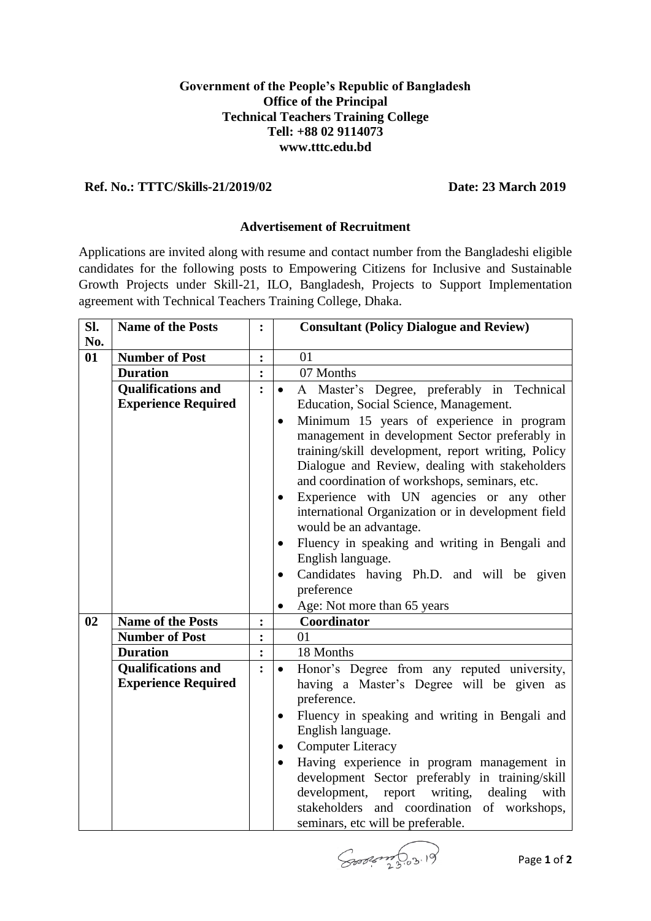**Government of the People's Republic of Bangladesh**
**Office of the Principal**
**Technical Teachers Training College**
**Tell: +88 02 9114073**
**www.tttc.edu.bd**

**Ref. No.: TTTC/Skills-21/2019/02** **Date: 23 March 2019**

## Advertisement of Recruitment

Applications are invited along with resume and contact number from the Bangladeshi eligible candidates for the following posts to Empowering Citizens for Inclusive and Sustainable Growth Projects under Skill-21, ILO, Bangladesh, Projects to Support Implementation agreement with Technical Teachers Training College, Dhaka.

| Sl. No. | Name of the Posts | : | Consultant (Policy Dialogue and Review) |
|---|---|---|---|
| 01 | **Number of Post** | : | 01 |
| | **Duration** | : | 07 Months |
| | **Qualifications and Experience Required** | : | • A Master's Degree, preferably in Technical Education, Social Science, Management.<br>• Minimum 15 years of experience in program management in development Sector preferably in training/skill development, report writing, Policy Dialogue and Review, dealing with stakeholders and coordination of workshops, seminars, etc.<br>• Experience with UN agencies or any other international Organization or in development field would be an advantage.<br>• Fluency in speaking and writing in Bengali and English language.<br>• Candidates having Ph.D. and will be given preference<br>• Age: Not more than 65 years |
| 02 | **Name of the Posts** | : | **Coordinator** |
| | **Number of Post** | : | 01 |
| | **Duration** | : | 18 Months |
| | **Qualifications and Experience Required** | : | • Honor's Degree from any reputed university, having a Master's Degree will be given as preference.<br>• Fluency in speaking and writing in Bengali and English language.<br>• Computer Literacy<br>• Having experience in program management in development Sector preferably in training/skill development, report writing, dealing with stakeholders and coordination of workshops, seminars, etc will be preferable. |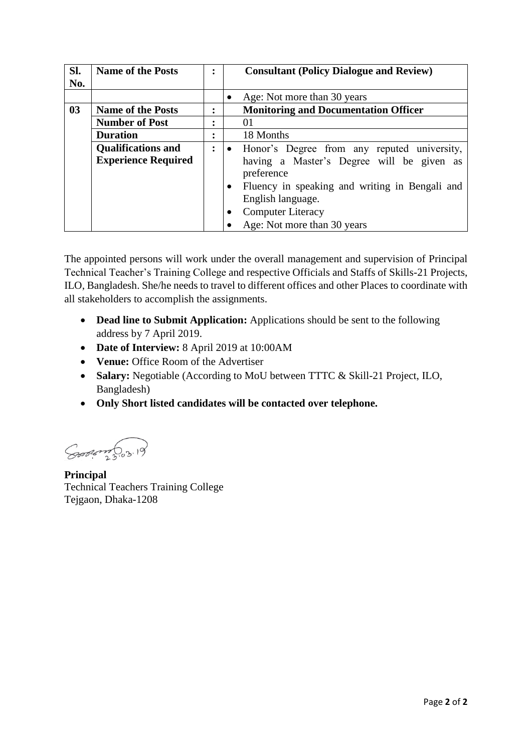| Sl. No. | Name of the Posts | : | Consultant (Policy Dialogue and Review) |
|---|---|---|---|
| | | | • Age: Not more than 30 years |
| **03** | **Name of the Posts** | **:** | **Monitoring and Documentation Officer** |
| | **Number of Post** | **:** | 01 |
| | **Duration** | **:** | 18 Months |
| | **Qualifications and Experience Required** | **:** | • Honor's Degree from any reputed university, having a Master's Degree will be given as preference<br>• Fluency in speaking and writing in Bengali and English language.<br>• Computer Literacy<br>• Age: Not more than 30 years |

The appointed persons will work under the overall management and supervision of Principal Technical Teacher's Training College and respective Officials and Staffs of Skills-21 Projects, ILO, Bangladesh. She/he needs to travel to different offices and other Places to coordinate with all stakeholders to accomplish the assignments.

- **Dead line to Submit Application:** Applications should be sent to the following address by 7 April 2019.
- **Date of Interview:** 8 April 2019 at 10:00AM
- **Venue:** Office Room of the Advertiser
- **Salary:** Negotiable (According to MoU between TTTC & Skill-21 Project, ILO, Bangladesh)
- **Only Short listed candidates will be contacted over telephone.**

23.03.19

**Principal**
Technical Teachers Training College
Tejgaon, Dhaka-1208